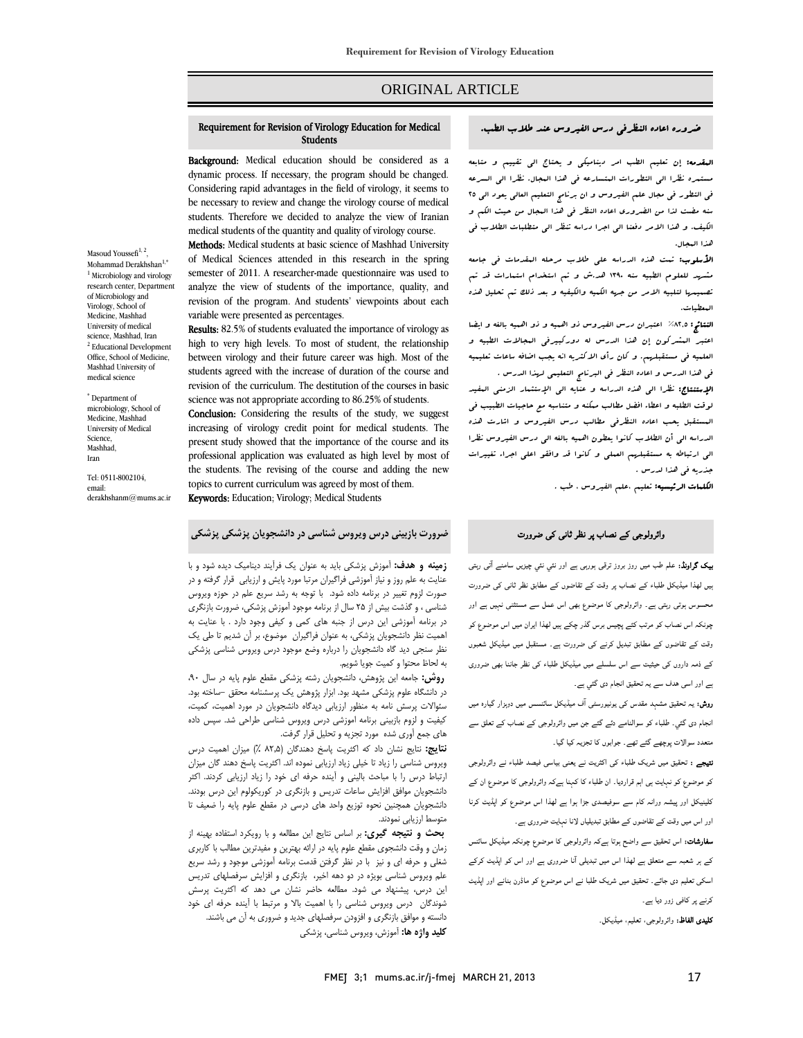ORIGINAL ARTICLE

# Requirement for Revision of Virology Education for Medical Students

Masoud Youssefi[1,2], Mohammad Derakhshan[1,*]

[1] Microbiology and virology research center, Department of Microbiology and Virology, School of Medicine, Mashhad University of medical science, Mashhad, Iran
[2] Educational Development Office, School of Medicine, Mashhad University of medical science

[*] Department of microbiology, School of Medicine, Mashhad University of Medical Science, Mashhad, Iran

Tel: 0511-8002104,
email: derakhshanm@mums.ac.ir

**Background:** Medical education should be considered as a dynamic process. If necessary, the program should be changed. Considering rapid advantages in the field of virology, it seems to be necessary to review and change the virology course of medical students. Therefore we decided to analyze the view of Iranian medical students of the quantity and quality of virology course.

**Methods:** Medical students at basic science of Mashhad University of Medical Sciences attended in this research in the spring semester of 2011. A researcher-made questionnaire was used to analyze the view of students of the importance, quality, and revision of the program. And students' viewpoints about each variable were presented as percentages.

**Results:** 82.5% of students evaluated the importance of virology as high to very high levels. To most of student, the relationship between virology and their future career was high. Most of the students agreed with the increase of duration of the course and revision of the curriculum. The destitution of the courses in basic science was not appropriate according to 86.25% of students.

**Conclusion:** Considering the results of the study, we suggest increasing of virology credit point for medical students. The present study showed that the importance of the course and its professional application was evaluated as high level by most of the students. The revising of the course and adding the new topics to current curriculum was agreed by most of them.

**Keywords:** Education; Virology; Medical Students

## ضروره اعاده النظرفی درس الفیروس عند طلاب الطب.

**المقدمه:** إن تعلیم الطب امر دینامیکی و یحتاج الی تقییم و متابعه مستمره نظرا الی التطورات المتسارعه فی هذا المجال. نظرا الی السرعه فی التطور فی مجال علم الفیروس و ان برنامج التعلیم العالی یعود الی ۲۵ سنه مضت لذا من الضروری اعاده النظر فی هذا المجال من حیث الکم و الکیف. و هذا الامر دفعنا الی اجرا دراسه تنظر الی متطلبات الطلاب فی هذا المجال.

**الأسلوب:** تمت هذه الدراسه علی طلاب مرحله المقدمات فی جامعه مشهد للعلوم الطبیه سنه ۱۳۹۰ هد.ش و تم استخدام استمارات قد تم تصمیمها لتلبیه الامر من جهه الکمیه والکیفیه و بعد ذلک تم تحلیل هذه المعطیات.

**النتائج:** ۸۲،۵٪ اعتبروا درس الفیروس ذو اهمیه و ذو اهمیه بالغه و ایضا اعتبر المشترکون إن هذا الدرس له دورکبیرفی المجالات الطبیه و العلمیه فی مستقبلهم. و کان رأی الاکثریه انه یجب اضافه ساعات تعلیمیه فی هذا الدرس و اعاده النظر فی البرنامج التعلیمی لهذا الدرس .

**الإستنتاج:** نظرا الی هذه الدراسه و عنایه الی الإستثمار الزمنی المفید لوقت الطلبه و اعطاء افضل مطالب ممکنه و متناسبه مع حاجیات الطبیب فی المستقبل یجب اعاده النظرفی مطالب درس الفیروس و اشارت هذه الدراسه الی أن الطلاب کانوا یعطون اهمیه بالغه الی درس الفیروس نظرا الی ارتباطه بمستقبلهم العملی و کانوا قد وافقو اعلی اجراء تغییرات جذریه فی هذا الدرس .

**الکلمات الرئیسیه:** تعلیم ،علم الفیروس ، طب .

## ضرورت بازبینی درس ویروس شناسی در دانشجویان پزشکی پزشکی

**زمینه و هدف:** آموزش پزشکی باید به عنوان یک فرآیند دینامیک دیده شود و با عنایت به علم روز و نیاز آموزشی فراگیران مرتبا مورد پایش و ارزیابی قرار گرفته و در صورت لزوم تغییر در برنامه داده شود. با توجه به رشد سریع علم در حوزه ویروس شناسی ، و گذشت بیش از ۲۵ سال از برنامه موجود آموزش پزشکی، ضرورت بازنگری در برنامه آموزشی این درس از جنبه های کمی و کیفی وجود دارد . با عنایت به اهمیت نظر دانشجویان پزشکی، به عنوان فراگیران موضوع، بر آن شدیم تا طی یک نظر سنجی دید گاه دانشجویان را درباره وضع موجود درس ویروس شناسی پزشکی به لحاظ محتوا و کمیت جویا شویم.

**روش:** جامعه این پژوهش، دانشجویان رشته پزشکی مقطع علوم پایه در سال ۹۰، در دانشگاه علوم پزشکی مشهد بود. ابزار پژوهش یک پرسشنامه محقق –ساخته بود. سئوالات پرسش نامه به منظور ارزیابی دیدگاه دانشجویان در مورد اهمیت، کمیت، کیفیت و لزوم بازبینی برنامه اموزشی درس ویروس شناسی طراحی شد. سپس داده های جمع آوری شده مورد تجزیه و تحلیل قرار گرفت.

**نتایج:** نتایج نشان داد که اکثریت پاسخ دهندگان (۸۲،۵ ٪) میزان اهمیت درس ویروس شناسی را زیاد تا خیلی زیاد ارزیابی نموده اند. اکثریت پاسخ دهند گان میزان ارتباط درس را با مباحث بالینی و آینده حرفه ای خود را زیاد ارزیابی کردند. اکثر دانشجویان موافق افزایش ساعات تدریس و بازنگری در کوریکولوم این درس بودند. دانشجویان همچنین نحوه توزیع واحد های درسی در مقطع علوم پایه را ضعیف تا متوسط ارزیابی نمودند.

**بحث و نتیجه گیری:** بر اساس نتایج این مطالعه و با رویکرد استفاده بهینه از زمان و وقت دانشجوی مقطع علوم پایه در ارائه بهترین و مفیدترین مطالب با کاربری شغلی و حرفه ای و نیز با در نظر گرفتن قدمت برنامه آموزشی موجود و رشد سریع علم ویروس شناسی بویژه در دو دهه اخیر، بازنگری و افزایش سرفصلهای تدریس این درس، پیشنهاد می شود. مطالعه حاضر نشان می دهد که اکثریت پرسش شوندگان درس ویروس شناسی را با اهمیت بالا و مرتبط با آینده حرفه ای خود دانسته و موافق بازنگری و افزودن سرفصلهای جدید و ضروری به آن می باشند.

**کلید واژه ها:** آموزش، ویروس شناسی، پزشکی

## وائرولوجی کے نصاب پر نظر ثانی کی ضرورت

**بیک گراونڈ:** علم طب میں روز بروز ترقی ہورہی ہے اور نئي نئي چیزیں سامنے آتی رہتی ہیں لھذا میڈیکل طلباء کے نصاب پر وقت کے تقاضوں کے مطابق نظر ثانی کی ضرورت محسوس ہوتی رہتی ہے۔ وائرولوجی کا موضوع بھی اس عمل سے مستثنی نہیں ہے اور چونکہ اس نصاب کو مرتب کئے پچیس برس گذر چکے ہیں لھذا ایران میں اس موضوع کو وقت کے تقاضوں کے مطابق تبدیل کرنے کی ضرورت ہے۔ مستقبل میں میڈیکل شعبوں کے ذمہ داروں کی حیثیت سے اس سلسلے میں میڈیکل طلباء کی نظر جاننا بھی ضروری ہے اور اسی ہدف سے یہ تحقیق انجام دی گئي ہے۔

**روش:** یہ تحقیق مشہد مقدس کی یونیورسٹی آف میڈیکل سائنسس میں دوہزار گیارہ میں انجام دی گئي۔ طلباء کو سوالنامے دئے گئے جن میں وائرولوجی کے نصاب کے تعلق سے متعدد سوالات پوچھے گئے تھے۔ جوابوں کا تجزیہ کیا گیا۔

**نتیجے :** تحقیق میں شریک طلباء کی اکثریت نے یعنی بیاسی فیصد طلباء نے وائرولوجی کو موضوع کو نہایت ہی اہم قراردیا۔ ان طلباء کا کہنا ہےکہ وائرولوجی کا موضوع ان کے کلینیکل اور پیشہ ورانہ کام سے سوفیصدی جڑا ہوا ہے لھذا اس موضوع کو اپڈیٹ کرنا اور اس میں وقت کے تقاضوں کے مطابق تبدیلیاں لانا نہایت ضروری ہے۔

**سفارشات:** اس تحقیق سے واضح ہوتا ہےکہ وائرولوجی کا موضوع چونکہ میڈیکل سائنس کے ہر شعبہ سے متعلق ہے لھذا اس میں تبدیلی آنا ضروری ہے اور اس کو اپڈیٹ کرکے اسکی تعلیم دی جائے۔ تحقیق میں شریک طلبا نے اس موضوع کو ماڈرن بنانے اور اپڈیٹ کرنے پر کافی زور دیا ہے۔

**کلیدی الفاظ:** وائرولوجی، تعلیم، میڈیکل۔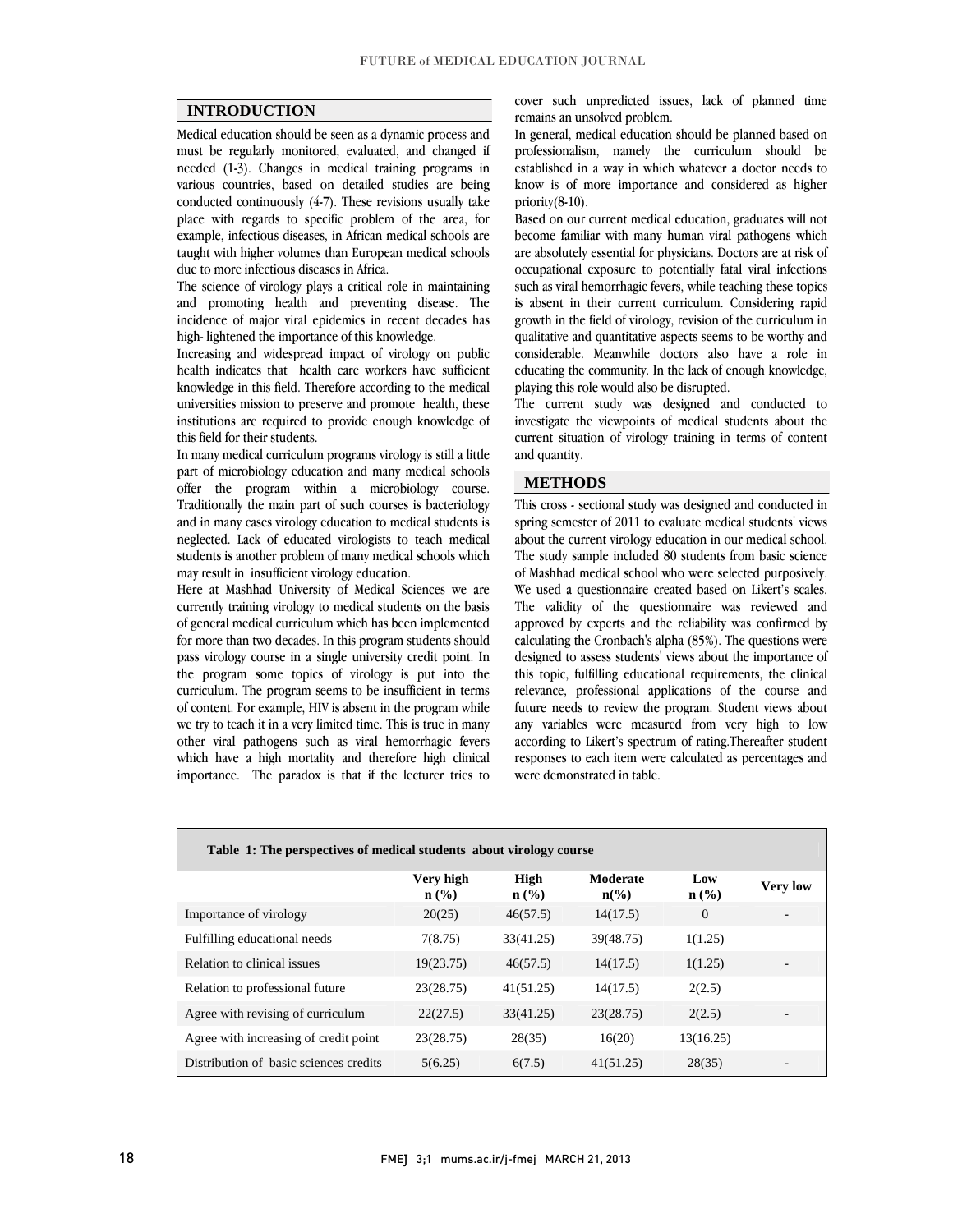## INTRODUCTION

Medical education should be seen as a dynamic process and must be regularly monitored, evaluated, and changed if needed (1-3). Changes in medical training programs in various countries, based on detailed studies are being conducted continuously (4-7). These revisions usually take place with regards to specific problem of the area, for example, infectious diseases, in African medical schools are taught with higher volumes than European medical schools due to more infectious diseases in Africa.

The science of virology plays a critical role in maintaining and promoting health and preventing disease. The incidence of major viral epidemics in recent decades has high- lightened the importance of this knowledge.

Increasing and widespread impact of virology on public health indicates that health care workers have sufficient knowledge in this field. Therefore according to the medical universities mission to preserve and promote health, these institutions are required to provide enough knowledge of this field for their students.

In many medical curriculum programs virology is still a little part of microbiology education and many medical schools offer the program within a microbiology course. Traditionally the main part of such courses is bacteriology and in many cases virology education to medical students is neglected. Lack of educated virologists to teach medical students is another problem of many medical schools which may result in insufficient virology education.

Here at Mashhad University of Medical Sciences we are currently training virology to medical students on the basis of general medical curriculum which has been implemented for more than two decades. In this program students should pass virology course in a single university credit point. In the program some topics of virology is put into the curriculum. The program seems to be insufficient in terms of content. For example, HIV is absent in the program while we try to teach it in a very limited time. This is true in many other viral pathogens such as viral hemorrhagic fevers which have a high mortality and therefore high clinical importance. The paradox is that if the lecturer tries to cover such unpredicted issues, lack of planned time remains an unsolved problem.

In general, medical education should be planned based on professionalism, namely the curriculum should be established in a way in which whatever a doctor needs to know is of more importance and considered as higher priority(8-10).

Based on our current medical education, graduates will not become familiar with many human viral pathogens which are absolutely essential for physicians. Doctors are at risk of occupational exposure to potentially fatal viral infections such as viral hemorrhagic fevers, while teaching these topics is absent in their current curriculum. Considering rapid growth in the field of virology, revision of the curriculum in qualitative and quantitative aspects seems to be worthy and considerable. Meanwhile doctors also have a role in educating the community. In the lack of enough knowledge, playing this role would also be disrupted.

The current study was designed and conducted to investigate the viewpoints of medical students about the current situation of virology training in terms of content and quantity.

## METHODS

This cross - sectional study was designed and conducted in spring semester of 2011 to evaluate medical students' views about the current virology education in our medical school. The study sample included 80 students from basic science of Mashhad medical school who were selected purposively. We used a questionnaire created based on Likert's scales. The validity of the questionnaire was reviewed and approved by experts and the reliability was confirmed by calculating the Cronbach's alpha (85%). The questions were designed to assess students' views about the importance of this topic, fulfilling educational requirements, the clinical relevance, professional applications of the course and future needs to review the program. Student views about any variables were measured from very high to low according to Likert's spectrum of rating.Thereafter student responses to each item were calculated as percentages and were demonstrated in table.

**Table 1: The perspectives of medical students about virology course**

| | Very high n (%) | High n (%) | Moderate n(%) | Low n (%) | Very low |
|---|---|---|---|---|---|
| Importance of virology | 20(25) | 46(57.5) | 14(17.5) | 0 | - |
| Fulfilling educational needs | 7(8.75) | 33(41.25) | 39(48.75) | 1(1.25) | |
| Relation to clinical issues | 19(23.75) | 46(57.5) | 14(17.5) | 1(1.25) | - |
| Relation to professional future | 23(28.75) | 41(51.25) | 14(17.5) | 2(2.5) | |
| Agree with revising of curriculum | 22(27.5) | 33(41.25) | 23(28.75) | 2(2.5) | - |
| Agree with increasing of credit point | 23(28.75) | 28(35) | 16(20) | 13(16.25) | |
| Distribution of basic sciences credits | 5(6.25) | 6(7.5) | 41(51.25) | 28(35) | - |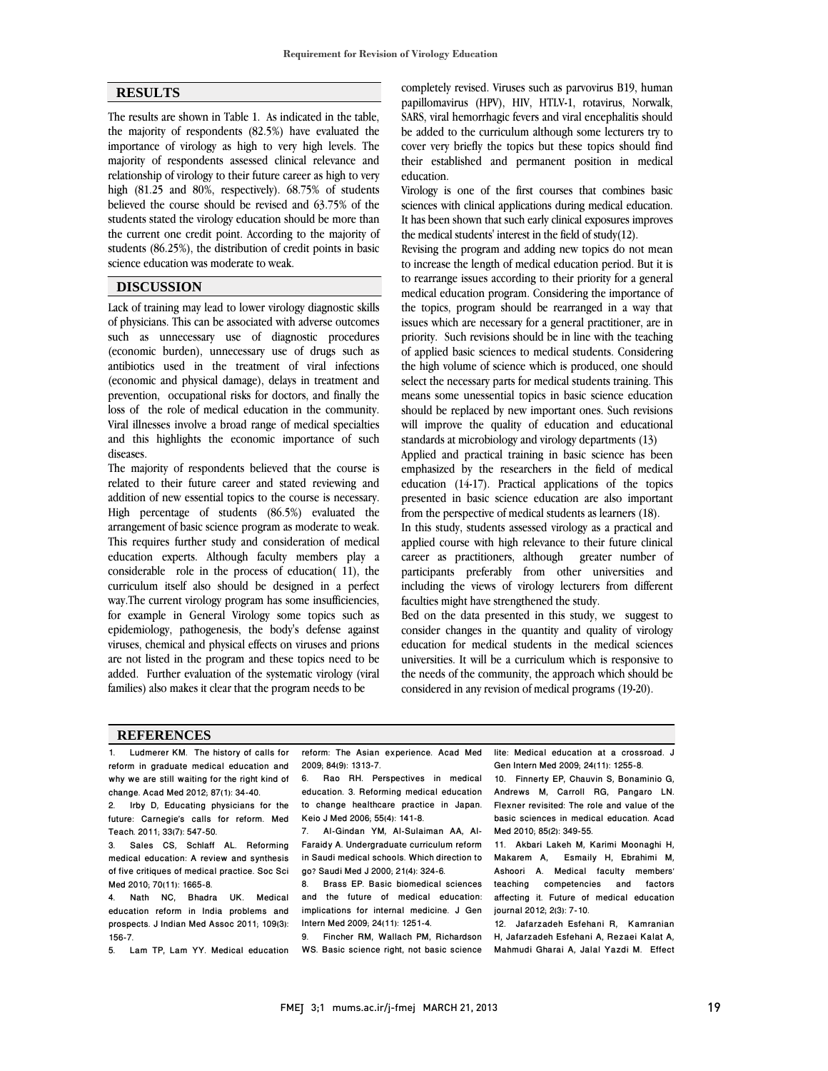## RESULTS

The results are shown in Table 1. As indicated in the table, the majority of respondents (82.5%) have evaluated the importance of virology as high to very high levels. The majority of respondents assessed clinical relevance and relationship of virology to their future career as high to very high (81.25 and 80%, respectively). 68.75% of students believed the course should be revised and 63.75% of the students stated the virology education should be more than the current one credit point. According to the majority of students (86.25%), the distribution of credit points in basic science education was moderate to weak.

## DISCUSSION

Lack of training may lead to lower virology diagnostic skills of physicians. This can be associated with adverse outcomes such as unnecessary use of diagnostic procedures (economic burden), unnecessary use of drugs such as antibiotics used in the treatment of viral infections (economic and physical damage), delays in treatment and prevention, occupational risks for doctors, and finally the loss of the role of medical education in the community. Viral illnesses involve a broad range of medical specialties and this highlights the economic importance of such diseases.

The majority of respondents believed that the course is related to their future career and stated reviewing and addition of new essential topics to the course is necessary. High percentage of students (86.5%) evaluated the arrangement of basic science program as moderate to weak. This requires further study and consideration of medical education experts. Although faculty members play a considerable role in the process of education( 11), the curriculum itself also should be designed in a perfect way.The current virology program has some insufficiencies, for example in General Virology some topics such as epidemiology, pathogenesis, the body's defense against viruses, chemical and physical effects on viruses and prions are not listed in the program and these topics need to be added. Further evaluation of the systematic virology (viral families) also makes it clear that the program needs to be completely revised. Viruses such as parvovirus B19, human papillomavirus (HPV), HIV, HTLV-1, rotavirus, Norwalk, SARS, viral hemorrhagic fevers and viral encephalitis should be added to the curriculum although some lecturers try to cover very briefly the topics but these topics should find their established and permanent position in medical education.

Virology is one of the first courses that combines basic sciences with clinical applications during medical education. It has been shown that such early clinical exposures improves the medical students' interest in the field of study(12).

Revising the program and adding new topics do not mean to increase the length of medical education period. But it is to rearrange issues according to their priority for a general medical education program. Considering the importance of the topics, program should be rearranged in a way that issues which are necessary for a general practitioner, are in priority. Such revisions should be in line with the teaching of applied basic sciences to medical students. Considering the high volume of science which is produced, one should select the necessary parts for medical students training. This means some unessential topics in basic science education should be replaced by new important ones. Such revisions will improve the quality of education and educational standards at microbiology and virology departments (13)

Applied and practical training in basic science has been emphasized by the researchers in the field of medical education (14-17). Practical applications of the topics presented in basic science education are also important from the perspective of medical students as learners (18).

In this study, students assessed virology as a practical and applied course with high relevance to their future clinical career as practitioners, although greater number of participants preferably from other universities and including the views of virology lecturers from different faculties might have strengthened the study.

Bed on the data presented in this study, we suggest to consider changes in the quantity and quality of virology education for medical students in the medical sciences universities. It will be a curriculum which is responsive to the needs of the community, the approach which should be considered in any revision of medical programs (19-20).

## REFERENCES

1. Ludmerer KM. The history of calls for reform in graduate medical education and why we are still waiting for the right kind of change. Acad Med 2012; 87(1): 34-40.
2. Irby D, Educating physicians for the future: Carnegie's calls for reform. Med Teach. 2011; 33(7): 547-50.
3. Sales CS, Schlaff AL. Reforming medical education: A review and synthesis of five critiques of medical practice. Soc Sci Med 2010; 70(11): 1665-8.
4. Nath NC, Bhadra UK. Medical education reform in India problems and prospects. J Indian Med Assoc 2011; 109(3): 156-7.
5. Lam TP, Lam YY. Medical education reform: The Asian experience. Acad Med 2009; 84(9): 1313-7.
6. Rao RH. Perspectives in medical education. 3. Reforming medical education to change healthcare practice in Japan. Keio J Med 2006; 55(4): 141-8.
7. Al-Gindan YM, Al-Sulaiman AA, Al-Faraidy A. Undergraduate curriculum reform in Saudi medical schools. Which direction to go? Saudi Med J 2000; 21(4): 324-6.
8. Brass EP. Basic biomedical sciences and the future of medical education: implications for internal medicine. J Gen Intern Med 2009; 24(11): 1251-4.
9. Fincher RM, Wallach PM, Richardson WS. Basic science right, not basic science lite: Medical education at a crossroad. J Gen Intern Med 2009; 24(11): 1255-8.
10. Finnerty EP, Chauvin S, Bonaminio G, Andrews M, Carroll RG, Pangaro LN. Flexner revisited: The role and value of the basic sciences in medical education. Acad Med 2010; 85(2): 349-55.
11. Akbari Lakeh M, Karimi Moonaghi H, Makarem A, Esmaily H, Ebrahimi M, Ashoori A. Medical faculty members' teaching competencies and factors affecting it. Future of medical education journal 2012; 2(3): 7-10.
12. Jafarzadeh Esfehani R, Kamranian H, Jafarzadeh Esfehani A, Rezaei Kalat A, Mahmudi Gharai A, Jalal Yazdi M. Effect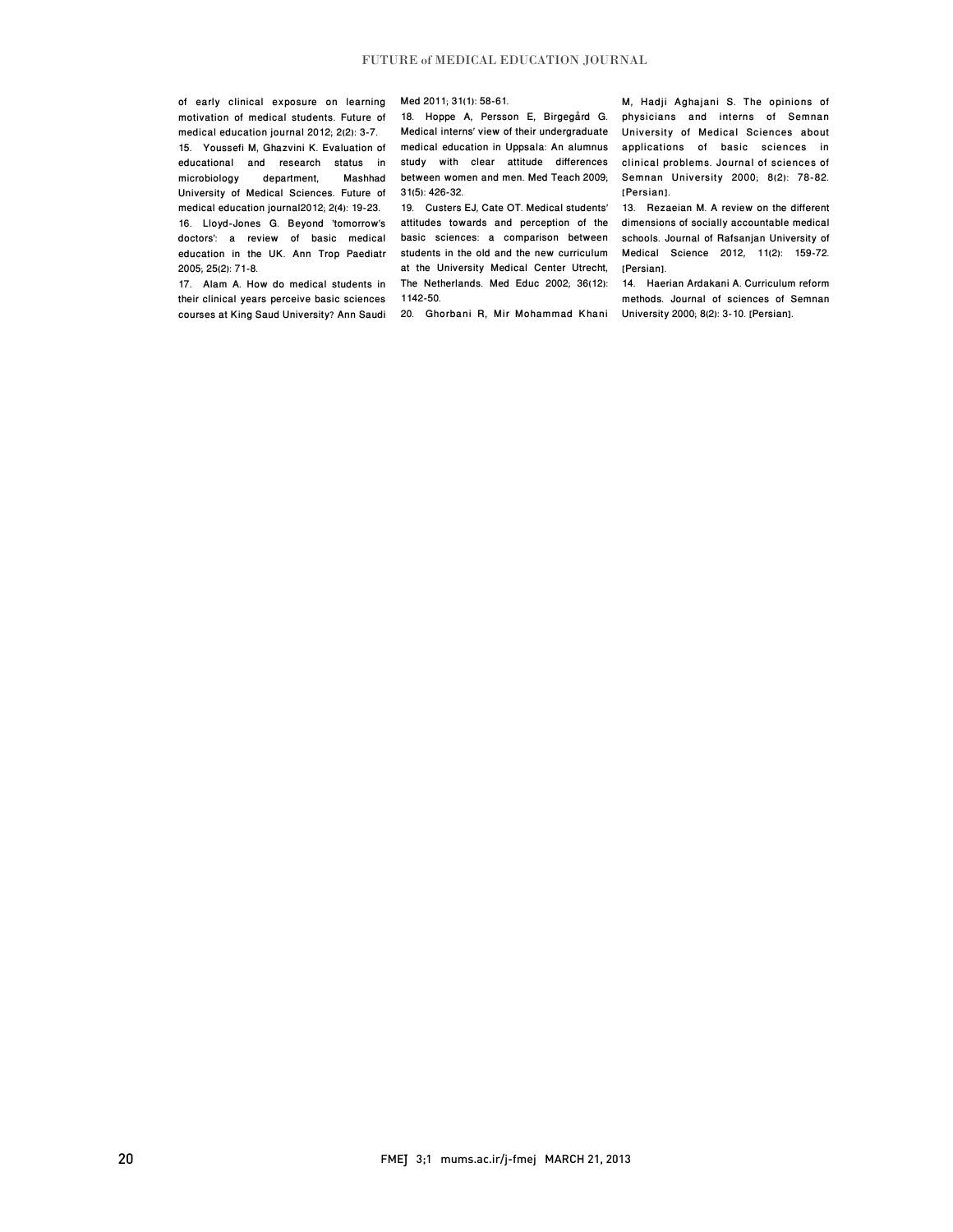of early clinical exposure on learning motivation of medical students. Future of medical education journal 2012; 2(2): 3-7.

15. Youssefi M, Ghazvini K. Evaluation of educational and research status in microbiology department, Mashhad University of Medical Sciences. Future of medical education journal2012; 2(4): 19-23.

16. Lloyd-Jones G. Beyond 'tomorrow's doctors': a review of basic medical education in the UK. Ann Trop Paediatr 2005; 25(2): 71-8.

17. Alam A. How do medical students in their clinical years perceive basic sciences courses at King Saud University? Ann Saudi Med 2011; 31(1): 58-61.

18. Hoppe A, Persson E, Birgegård G. Medical interns' view of their undergraduate medical education in Uppsala: An alumnus study with clear attitude differences between women and men. Med Teach 2009; 31(5): 426-32.

19. Custers EJ, Cate OT. Medical students' attitudes towards and perception of the basic sciences: a comparison between students in the old and the new curriculum at the University Medical Center Utrecht, The Netherlands. Med Educ 2002; 36(12): 1142-50.

20. Ghorbani R, Mir Mohammad Khani M, Hadji Aghajani S. The opinions of physicians and interns of Semnan University of Medical Sciences about applications of basic sciences in clinical problems. Journal of sciences of Semnan University 2000; 8(2): 78-82. [Persian].

13. Rezaeian M. A review on the different dimensions of socially accountable medical schools. Journal of Rafsanjan University of Medical Science 2012, 11(2): 159-72. [Persian].

14. Haerian Ardakani A. Curriculum reform methods. Journal of sciences of Semnan University 2000; 8(2): 3-10. [Persian].